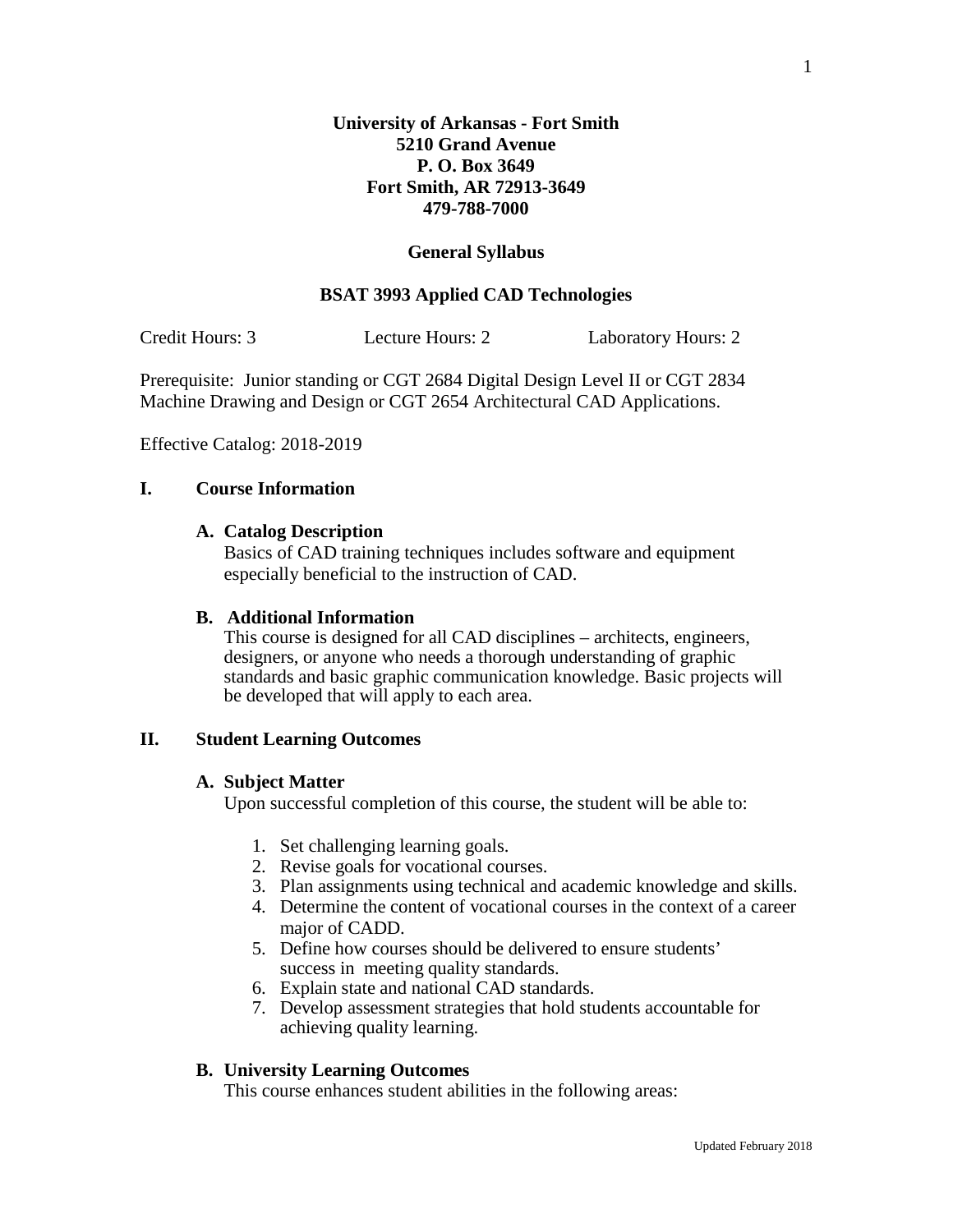**University of Arkansas - Fort Smith**
**5210 Grand Avenue**
**P. O. Box 3649**
**Fort Smith, AR 72913-3649**
**479-788-7000**

**General Syllabus**

**BSAT 3993 Applied CAD Technologies**

Credit Hours: 3 Lecture Hours: 2 Laboratory Hours: 2

Prerequisite: Junior standing or CGT 2684 Digital Design Level II or CGT 2834 Machine Drawing and Design or CGT 2654 Architectural CAD Applications.

Effective Catalog: 2018-2019

## I. Course Information

### A. Catalog Description

Basics of CAD training techniques includes software and equipment especially beneficial to the instruction of CAD.

### B. Additional Information

This course is designed for all CAD disciplines – architects, engineers, designers, or anyone who needs a thorough understanding of graphic standards and basic graphic communication knowledge. Basic projects will be developed that will apply to each area.

## II. Student Learning Outcomes

### A. Subject Matter

Upon successful completion of this course, the student will be able to:

1. Set challenging learning goals.
2. Revise goals for vocational courses.
3. Plan assignments using technical and academic knowledge and skills.
4. Determine the content of vocational courses in the context of a career major of CADD.
5. Define how courses should be delivered to ensure students' success in meeting quality standards.
6. Explain state and national CAD standards.
7. Develop assessment strategies that hold students accountable for achieving quality learning.

### B. University Learning Outcomes

This course enhances student abilities in the following areas: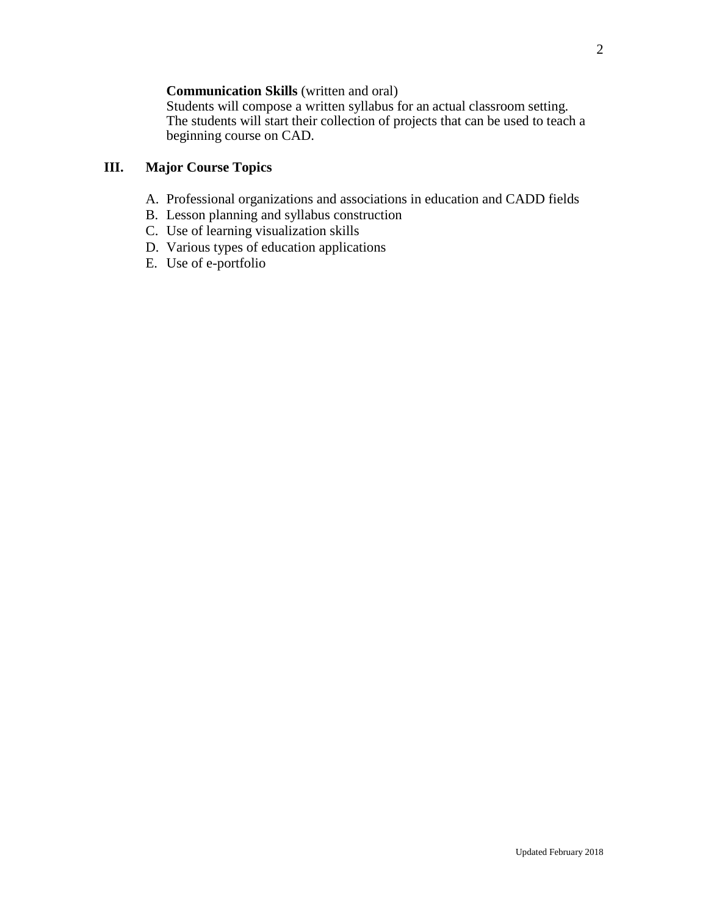**Communication Skills** (written and oral)
Students will compose a written syllabus for an actual classroom setting. The students will start their collection of projects that can be used to teach a beginning course on CAD.

## III. Major Course Topics

A. Professional organizations and associations in education and CADD fields
B. Lesson planning and syllabus construction
C. Use of learning visualization skills
D. Various types of education applications
E. Use of e-portfolio

Updated February 2018